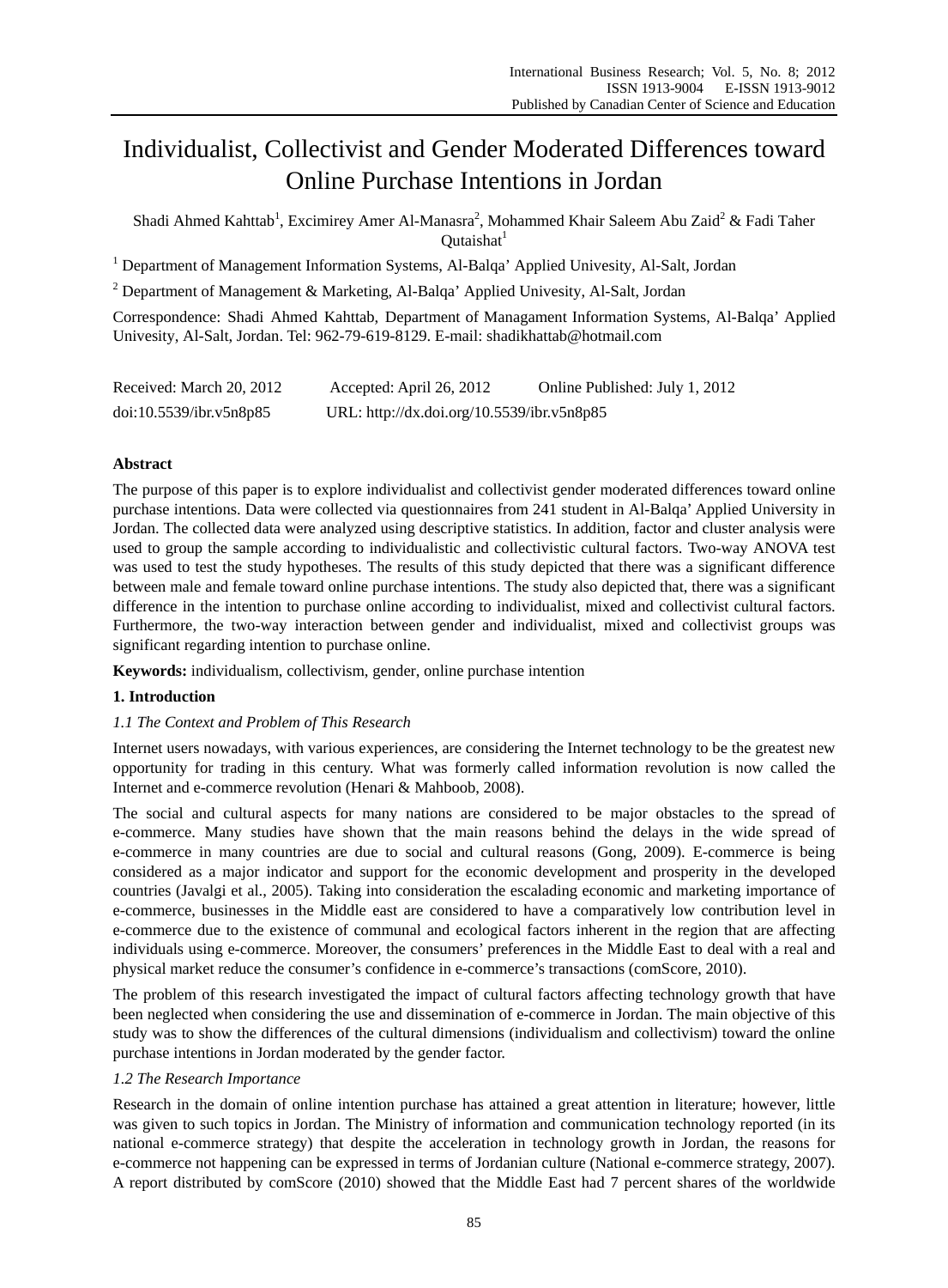# Individualist, Collectivist and Gender Moderated Differences toward Online Purchase Intentions in Jordan

Shadi Ahmed Kahttab[1], Excimirey Amer Al-Manasra[2], Mohammed Khair Saleem Abu Zaid[2] & Fadi Taher Qutaishat[1]

[1] Department of Management Information Systems, Al-Balqa' Applied Univesity, Al-Salt, Jordan

[2] Department of Management & Marketing, Al-Balqa' Applied Univesity, Al-Salt, Jordan

Correspondence: Shadi Ahmed Kahttab, Department of Managament Information Systems, Al-Balqa' Applied Univesity, Al-Salt, Jordan. Tel: 962-79-619-8129. E-mail: shadikhattab@hotmail.com

Received: March 20, 2012 Accepted: April 26, 2012 Online Published: July 1, 2012

doi:10.5539/ibr.v5n8p85 URL: http://dx.doi.org/10.5539/ibr.v5n8p85

## Abstract

The purpose of this paper is to explore individualist and collectivist gender moderated differences toward online purchase intentions. Data were collected via questionnaires from 241 student in Al-Balqa' Applied University in Jordan. The collected data were analyzed using descriptive statistics. In addition, factor and cluster analysis were used to group the sample according to individualistic and collectivistic cultural factors. Two-way ANOVA test was used to test the study hypotheses. The results of this study depicted that there was a significant difference between male and female toward online purchase intentions. The study also depicted that, there was a significant difference in the intention to purchase online according to individualist, mixed and collectivist cultural factors. Furthermore, the two-way interaction between gender and individualist, mixed and collectivist groups was significant regarding intention to purchase online.

**Keywords:** individualism, collectivism, gender, online purchase intention

## 1. Introduction

### *1.1 The Context and Problem of This Research*

Internet users nowadays, with various experiences, are considering the Internet technology to be the greatest new opportunity for trading in this century. What was formerly called information revolution is now called the Internet and e-commerce revolution (Henari & Mahboob, 2008).

The social and cultural aspects for many nations are considered to be major obstacles to the spread of e-commerce. Many studies have shown that the main reasons behind the delays in the wide spread of e-commerce in many countries are due to social and cultural reasons (Gong, 2009). E-commerce is being considered as a major indicator and support for the economic development and prosperity in the developed countries (Javalgi et al., 2005). Taking into consideration the escalading economic and marketing importance of e-commerce, businesses in the Middle east are considered to have a comparatively low contribution level in e-commerce due to the existence of communal and ecological factors inherent in the region that are affecting individuals using e-commerce. Moreover, the consumers' preferences in the Middle East to deal with a real and physical market reduce the consumer's confidence in e-commerce's transactions (comScore, 2010).

The problem of this research investigated the impact of cultural factors affecting technology growth that have been neglected when considering the use and dissemination of e-commerce in Jordan. The main objective of this study was to show the differences of the cultural dimensions (individualism and collectivism) toward the online purchase intentions in Jordan moderated by the gender factor.

### *1.2 The Research Importance*

Research in the domain of online intention purchase has attained a great attention in literature; however, little was given to such topics in Jordan. The Ministry of information and communication technology reported (in its national e-commerce strategy) that despite the acceleration in technology growth in Jordan, the reasons for e-commerce not happening can be expressed in terms of Jordanian culture (National e-commerce strategy, 2007). A report distributed by comScore (2010) showed that the Middle East had 7 percent shares of the worldwide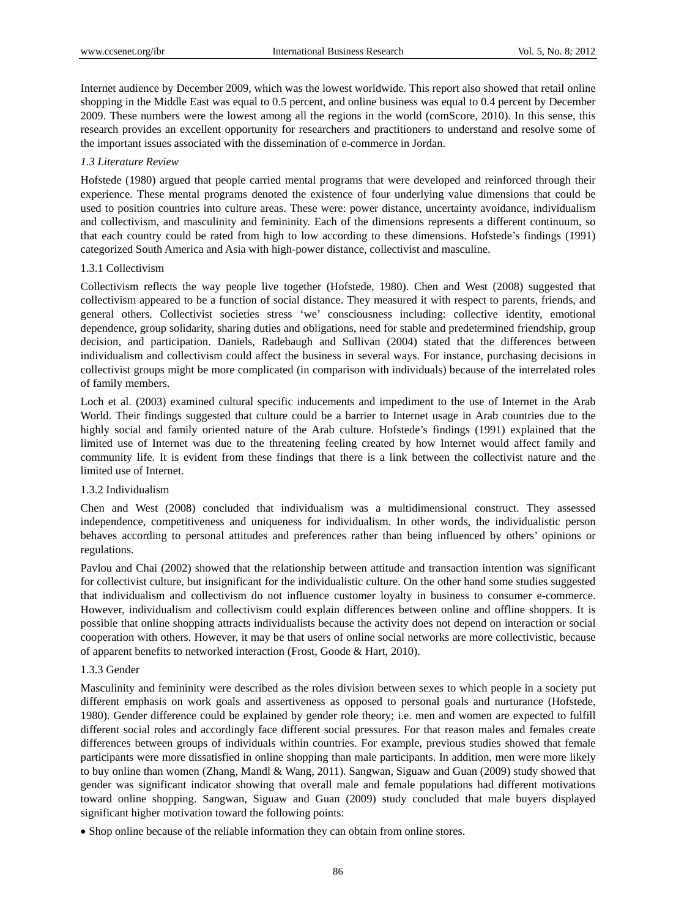Internet audience by December 2009, which was the lowest worldwide. This report also showed that retail online shopping in the Middle East was equal to 0.5 percent, and online business was equal to 0.4 percent by December 2009. These numbers were the lowest among all the regions in the world (comScore, 2010). In this sense, this research provides an excellent opportunity for researchers and practitioners to understand and resolve some of the important issues associated with the dissemination of e-commerce in Jordan.

### *1.3 Literature Review*

Hofstede (1980) argued that people carried mental programs that were developed and reinforced through their experience. These mental programs denoted the existence of four underlying value dimensions that could be used to position countries into culture areas. These were: power distance, uncertainty avoidance, individualism and collectivism, and masculinity and femininity. Each of the dimensions represents a different continuum, so that each country could be rated from high to low according to these dimensions. Hofstede's findings (1991) categorized South America and Asia with high-power distance, collectivist and masculine.

#### 1.3.1 Collectivism

Collectivism reflects the way people live together (Hofstede, 1980). Chen and West (2008) suggested that collectivism appeared to be a function of social distance. They measured it with respect to parents, friends, and general others. Collectivist societies stress 'we' consciousness including: collective identity, emotional dependence, group solidarity, sharing duties and obligations, need for stable and predetermined friendship, group decision, and participation. Daniels, Radebaugh and Sullivan (2004) stated that the differences between individualism and collectivism could affect the business in several ways. For instance, purchasing decisions in collectivist groups might be more complicated (in comparison with individuals) because of the interrelated roles of family members.

Loch et al. (2003) examined cultural specific inducements and impediment to the use of Internet in the Arab World. Their findings suggested that culture could be a barrier to Internet usage in Arab countries due to the highly social and family oriented nature of the Arab culture. Hofstede's findings (1991) explained that the limited use of Internet was due to the threatening feeling created by how Internet would affect family and community life. It is evident from these findings that there is a link between the collectivist nature and the limited use of Internet.

#### 1.3.2 Individualism

Chen and West (2008) concluded that individualism was a multidimensional construct. They assessed independence, competitiveness and uniqueness for individualism. In other words, the individualistic person behaves according to personal attitudes and preferences rather than being influenced by others' opinions or regulations.

Pavlou and Chai (2002) showed that the relationship between attitude and transaction intention was significant for collectivist culture, but insignificant for the individualistic culture. On the other hand some studies suggested that individualism and collectivism do not influence customer loyalty in business to consumer e-commerce. However, individualism and collectivism could explain differences between online and offline shoppers. It is possible that online shopping attracts individualists because the activity does not depend on interaction or social cooperation with others. However, it may be that users of online social networks are more collectivistic, because of apparent benefits to networked interaction (Frost, Goode & Hart, 2010).

#### 1.3.3 Gender

Masculinity and femininity were described as the roles division between sexes to which people in a society put different emphasis on work goals and assertiveness as opposed to personal goals and nurturance (Hofstede, 1980). Gender difference could be explained by gender role theory; i.e. men and women are expected to fulfill different social roles and accordingly face different social pressures. For that reason males and females create differences between groups of individuals within countries. For example, previous studies showed that female participants were more dissatisfied in online shopping than male participants. In addition, men were more likely to buy online than women (Zhang, Mandl & Wang, 2011). Sangwan, Siguaw and Guan (2009) study showed that gender was significant indicator showing that overall male and female populations had different motivations toward online shopping. Sangwan, Siguaw and Guan (2009) study concluded that male buyers displayed significant higher motivation toward the following points:

- Shop online because of the reliable information they can obtain from online stores.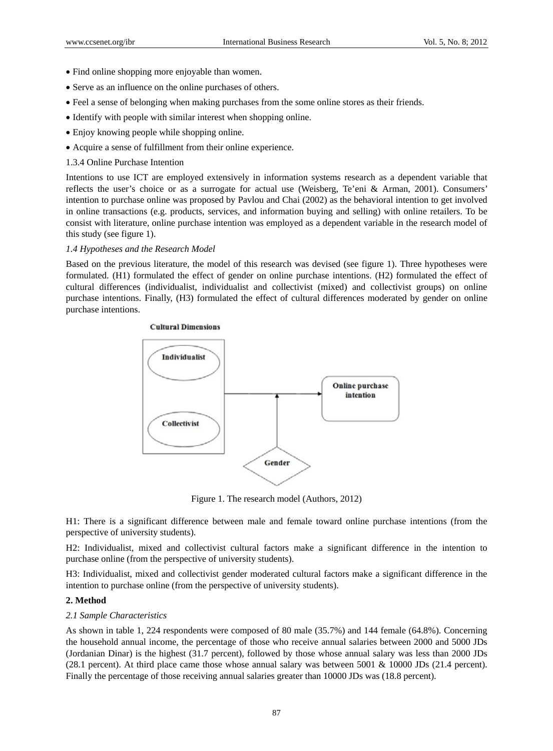- Find online shopping more enjoyable than women.
- Serve as an influence on the online purchases of others.
- Feel a sense of belonging when making purchases from the some online stores as their friends.
- Identify with people with similar interest when shopping online.
- Enjoy knowing people while shopping online.
- Acquire a sense of fulfillment from their online experience.

1.3.4 Online Purchase Intention

Intentions to use ICT are employed extensively in information systems research as a dependent variable that reflects the user's choice or as a surrogate for actual use (Weisberg, Te'eni & Arman, 2001). Consumers' intention to purchase online was proposed by Pavlou and Chai (2002) as the behavioral intention to get involved in online transactions (e.g. products, services, and information buying and selling) with online retailers. To be consist with literature, online purchase intention was employed as a dependent variable in the research model of this study (see figure 1).

*1.4 Hypotheses and the Research Model*

Based on the previous literature, the model of this research was devised (see figure 1). Three hypotheses were formulated. (H1) formulated the effect of gender on online purchase intentions. (H2) formulated the effect of cultural differences (individualist, individualist and collectivist (mixed) and collectivist groups) on online purchase intentions. Finally, (H3) formulated the effect of cultural differences moderated by gender on online purchase intentions.

Cultural Dimensions

Individualist

Collectivist

Online purchase intention

Gender

Figure 1. The research model (Authors, 2012)

H1: There is a significant difference between male and female toward online purchase intentions (from the perspective of university students).

H2: Individualist, mixed and collectivist cultural factors make a significant difference in the intention to purchase online (from the perspective of university students).

H3: Individualist, mixed and collectivist gender moderated cultural factors make a significant difference in the intention to purchase online (from the perspective of university students).

**2. Method**

*2.1 Sample Characteristics*

As shown in table 1, 224 respondents were composed of 80 male (35.7%) and 144 female (64.8%). Concerning the household annual income, the percentage of those who receive annual salaries between 2000 and 5000 JDs (Jordanian Dinar) is the highest (31.7 percent), followed by those whose annual salary was less than 2000 JDs (28.1 percent). At third place came those whose annual salary was between 5001 & 10000 JDs (21.4 percent). Finally the percentage of those receiving annual salaries greater than 10000 JDs was (18.8 percent).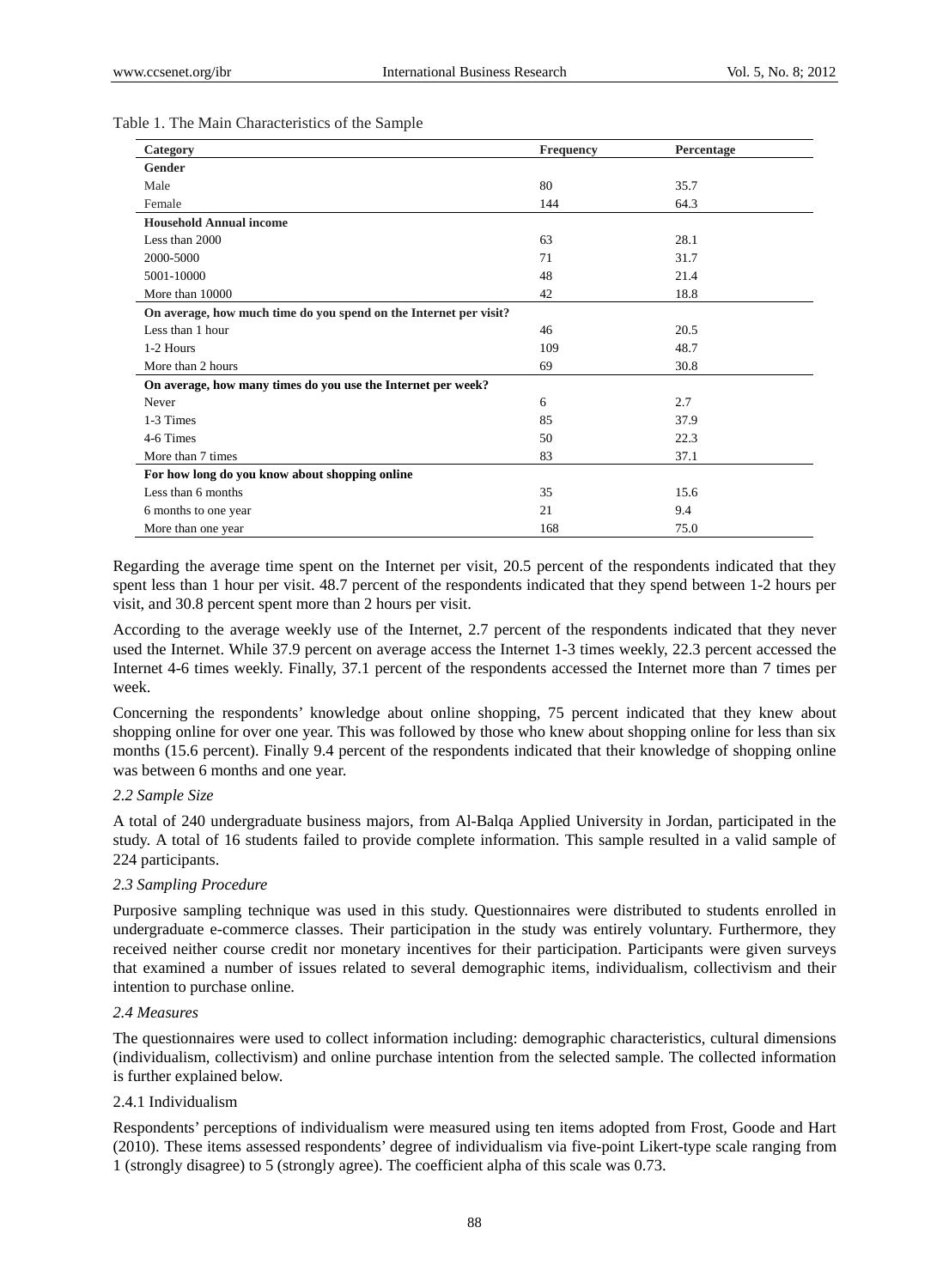Table 1. The Main Characteristics of the Sample

| Category | Frequency | Percentage |
|---|---|---|
| **Gender** | | |
| Male | 80 | 35.7 |
| Female | 144 | 64.3 |
| **Household Annual income** | | |
| Less than 2000 | 63 | 28.1 |
| 2000-5000 | 71 | 31.7 |
| 5001-10000 | 48 | 21.4 |
| More than 10000 | 42 | 18.8 |
| **On average, how much time do you spend on the Internet per visit?** | | |
| Less than 1 hour | 46 | 20.5 |
| 1-2 Hours | 109 | 48.7 |
| More than 2 hours | 69 | 30.8 |
| **On average, how many times do you use the Internet per week?** | | |
| Never | 6 | 2.7 |
| 1-3 Times | 85 | 37.9 |
| 4-6 Times | 50 | 22.3 |
| More than 7 times | 83 | 37.1 |
| **For how long do you know about shopping online** | | |
| Less than 6 months | 35 | 15.6 |
| 6 months to one year | 21 | 9.4 |
| More than one year | 168 | 75.0 |

Regarding the average time spent on the Internet per visit, 20.5 percent of the respondents indicated that they spent less than 1 hour per visit. 48.7 percent of the respondents indicated that they spend between 1-2 hours per visit, and 30.8 percent spent more than 2 hours per visit.

According to the average weekly use of the Internet, 2.7 percent of the respondents indicated that they never used the Internet. While 37.9 percent on average access the Internet 1-3 times weekly, 22.3 percent accessed the Internet 4-6 times weekly. Finally, 37.1 percent of the respondents accessed the Internet more than 7 times per week.

Concerning the respondents' knowledge about online shopping, 75 percent indicated that they knew about shopping online for over one year. This was followed by those who knew about shopping online for less than six months (15.6 percent). Finally 9.4 percent of the respondents indicated that their knowledge of shopping online was between 6 months and one year.

### *2.2 Sample Size*

A total of 240 undergraduate business majors, from Al-Balqa Applied University in Jordan, participated in the study. A total of 16 students failed to provide complete information. This sample resulted in a valid sample of 224 participants.

### *2.3 Sampling Procedure*

Purposive sampling technique was used in this study. Questionnaires were distributed to students enrolled in undergraduate e-commerce classes. Their participation in the study was entirely voluntary. Furthermore, they received neither course credit nor monetary incentives for their participation. Participants were given surveys that examined a number of issues related to several demographic items, individualism, collectivism and their intention to purchase online.

### *2.4 Measures*

The questionnaires were used to collect information including: demographic characteristics, cultural dimensions (individualism, collectivism) and online purchase intention from the selected sample. The collected information is further explained below.

#### 2.4.1 Individualism

Respondents' perceptions of individualism were measured using ten items adopted from Frost, Goode and Hart (2010). These items assessed respondents' degree of individualism via five-point Likert-type scale ranging from 1 (strongly disagree) to 5 (strongly agree). The coefficient alpha of this scale was 0.73.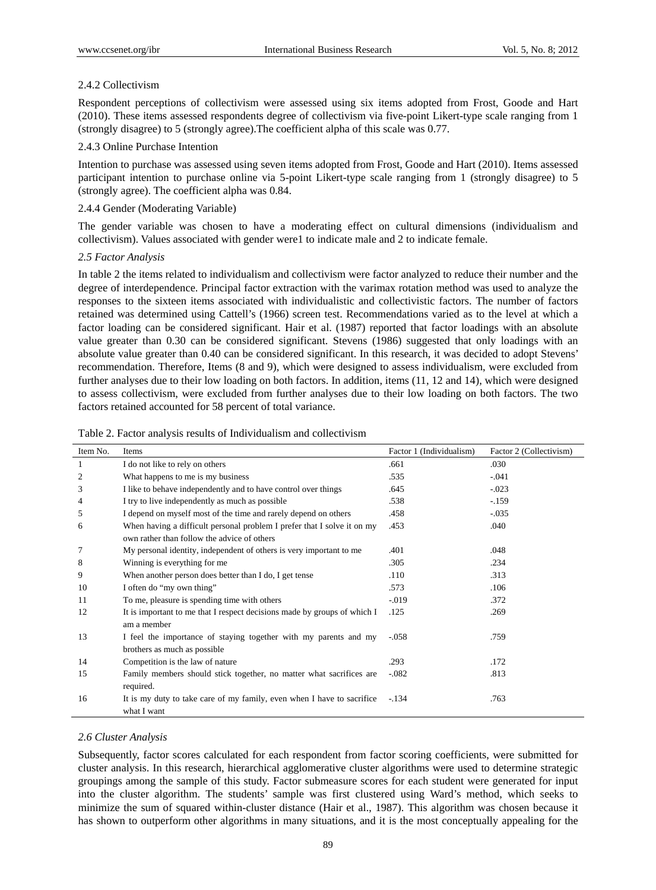2.4.2 Collectivism

Respondent perceptions of collectivism were assessed using six items adopted from Frost, Goode and Hart (2010). These items assessed respondents degree of collectivism via five-point Likert-type scale ranging from 1 (strongly disagree) to 5 (strongly agree).The coefficient alpha of this scale was 0.77.

2.4.3 Online Purchase Intention

Intention to purchase was assessed using seven items adopted from Frost, Goode and Hart (2010). Items assessed participant intention to purchase online via 5-point Likert-type scale ranging from 1 (strongly disagree) to 5 (strongly agree). The coefficient alpha was 0.84.

2.4.4 Gender (Moderating Variable)

The gender variable was chosen to have a moderating effect on cultural dimensions (individualism and collectivism). Values associated with gender were1 to indicate male and 2 to indicate female.

*2.5 Factor Analysis*

In table 2 the items related to individualism and collectivism were factor analyzed to reduce their number and the degree of interdependence. Principal factor extraction with the varimax rotation method was used to analyze the responses to the sixteen items associated with individualistic and collectivistic factors. The number of factors retained was determined using Cattell's (1966) screen test. Recommendations varied as to the level at which a factor loading can be considered significant. Hair et al. (1987) reported that factor loadings with an absolute value greater than 0.30 can be considered significant. Stevens (1986) suggested that only loadings with an absolute value greater than 0.40 can be considered significant. In this research, it was decided to adopt Stevens' recommendation. Therefore, Items (8 and 9), which were designed to assess individualism, were excluded from further analyses due to their low loading on both factors. In addition, items (11, 12 and 14), which were designed to assess collectivism, were excluded from further analyses due to their low loading on both factors. The two factors retained accounted for 58 percent of total variance.

Table 2. Factor analysis results of Individualism and collectivism

| Item No. | Items | Factor 1 (Individualism) | Factor 2 (Collectivism) |
|---|---|---|---|
| 1 | I do not like to rely on others | .661 | .030 |
| 2 | What happens to me is my business | .535 | -.041 |
| 3 | I like to behave independently and to have control over things | .645 | -.023 |
| 4 | I try to live independently as much as possible | .538 | -.159 |
| 5 | I depend on myself most of the time and rarely depend on others | .458 | -.035 |
| 6 | When having a difficult personal problem I prefer that I solve it on my own rather than follow the advice of others | .453 | .040 |
| 7 | My personal identity, independent of others is very important to me | .401 | .048 |
| 8 | Winning is everything for me | .305 | .234 |
| 9 | When another person does better than I do, I get tense | .110 | .313 |
| 10 | I often do "my own thing" | .573 | .106 |
| 11 | To me, pleasure is spending time with others | -.019 | .372 |
| 12 | It is important to me that I respect decisions made by groups of which I am a member | .125 | .269 |
| 13 | I feel the importance of staying together with my parents and my brothers as much as possible | -.058 | .759 |
| 14 | Competition is the law of nature | .293 | .172 |
| 15 | Family members should stick together, no matter what sacrifices are required. | -.082 | .813 |
| 16 | It is my duty to take care of my family, even when I have to sacrifice what I want | -.134 | .763 |

*2.6 Cluster Analysis*

Subsequently, factor scores calculated for each respondent from factor scoring coefficients, were submitted for cluster analysis. In this research, hierarchical agglomerative cluster algorithms were used to determine strategic groupings among the sample of this study. Factor submeasure scores for each student were generated for input into the cluster algorithm. The students' sample was first clustered using Ward's method, which seeks to minimize the sum of squared within-cluster distance (Hair et al., 1987). This algorithm was chosen because it has shown to outperform other algorithms in many situations, and it is the most conceptually appealing for the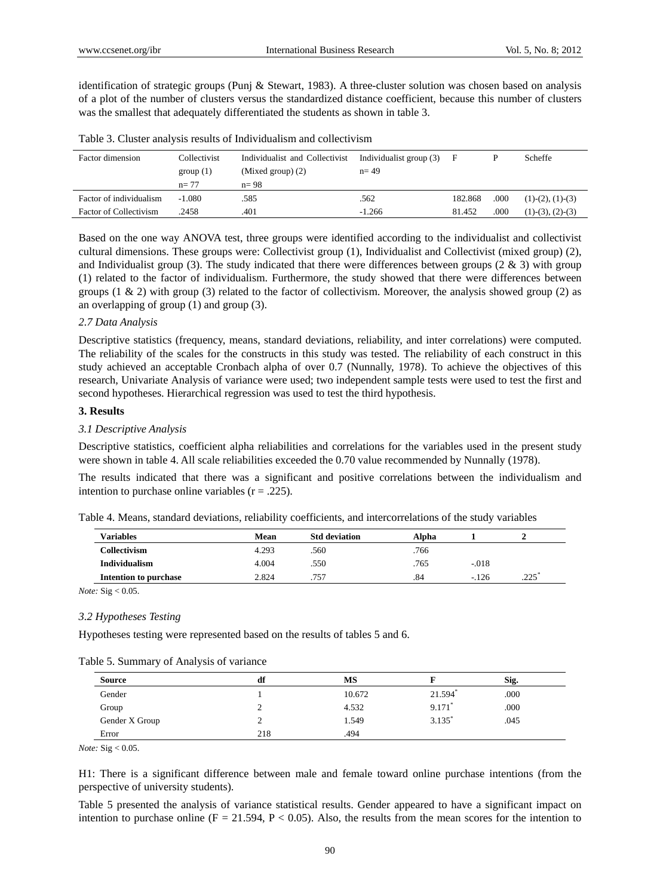identification of strategic groups (Punj & Stewart, 1983). A three-cluster solution was chosen based on analysis of a plot of the number of clusters versus the standardized distance coefficient, because this number of clusters was the smallest that adequately differentiated the students as shown in table 3.

Table 3. Cluster analysis results of Individualism and collectivism

| Factor dimension | Collectivist group (1) n= 77 | Individualist and Collectivist (Mixed group) (2) n= 98 | Individualist group (3) n= 49 | F | P | Scheffe |
|---|---|---|---|---|---|---|
| Factor of individualism | -1.080 | .585 | .562 | 182.868 | .000 | (1)-(2), (1)-(3) |
| Factor of Collectivism | .2458 | .401 | -1.266 | 81.452 | .000 | (1)-(3), (2)-(3) |

Based on the one way ANOVA test, three groups were identified according to the individualist and collectivist cultural dimensions. These groups were: Collectivist group (1), Individualist and Collectivist (mixed group) (2), and Individualist group (3). The study indicated that there were differences between groups (2 & 3) with group (1) related to the factor of individualism. Furthermore, the study showed that there were differences between groups (1 & 2) with group (3) related to the factor of collectivism. Moreover, the analysis showed group (2) as an overlapping of group (1) and group (3).

*2.7 Data Analysis*

Descriptive statistics (frequency, means, standard deviations, reliability, and inter correlations) were computed. The reliability of the scales for the constructs in this study was tested. The reliability of each construct in this study achieved an acceptable Cronbach alpha of over 0.7 (Nunnally, 1978). To achieve the objectives of this research, Univariate Analysis of variance were used; two independent sample tests were used to test the first and second hypotheses. Hierarchical regression was used to test the third hypothesis.

## 3. Results

*3.1 Descriptive Analysis*

Descriptive statistics, coefficient alpha reliabilities and correlations for the variables used in the present study were shown in table 4. All scale reliabilities exceeded the 0.70 value recommended by Nunnally (1978).

The results indicated that there was a significant and positive correlations between the individualism and intention to purchase online variables ($r = .225$).

Table 4. Means, standard deviations, reliability coefficients, and intercorrelations of the study variables

| Variables | Mean | Std deviation | Alpha | 1 | 2 |
|---|---|---|---|---|---|
| **Collectivism** | 4.293 | .560 | .766 | | |
| **Individualism** | 4.004 | .550 | .765 | -.018 | |
| **Intention to purchase** | 2.824 | .757 | .84 | -.126 | .225* |

*Note:* Sig < 0.05.

*3.2 Hypotheses Testing*

Hypotheses testing were represented based on the results of tables 5 and 6.

Table 5. Summary of Analysis of variance

| Source | df | MS | F | Sig. |
|---|---|---|---|---|
| Gender | 1 | 10.672 | 21.594* | .000 |
| Group | 2 | 4.532 | 9.171* | .000 |
| Gender X Group | 2 | 1.549 | 3.135* | .045 |
| Error | 218 | .494 | | |

*Note:* Sig < 0.05.

H1: There is a significant difference between male and female toward online purchase intentions (from the perspective of university students).

Table 5 presented the analysis of variance statistical results. Gender appeared to have a significant impact on intention to purchase online ($F = 21.594$, $P < 0.05$). Also, the results from the mean scores for the intention to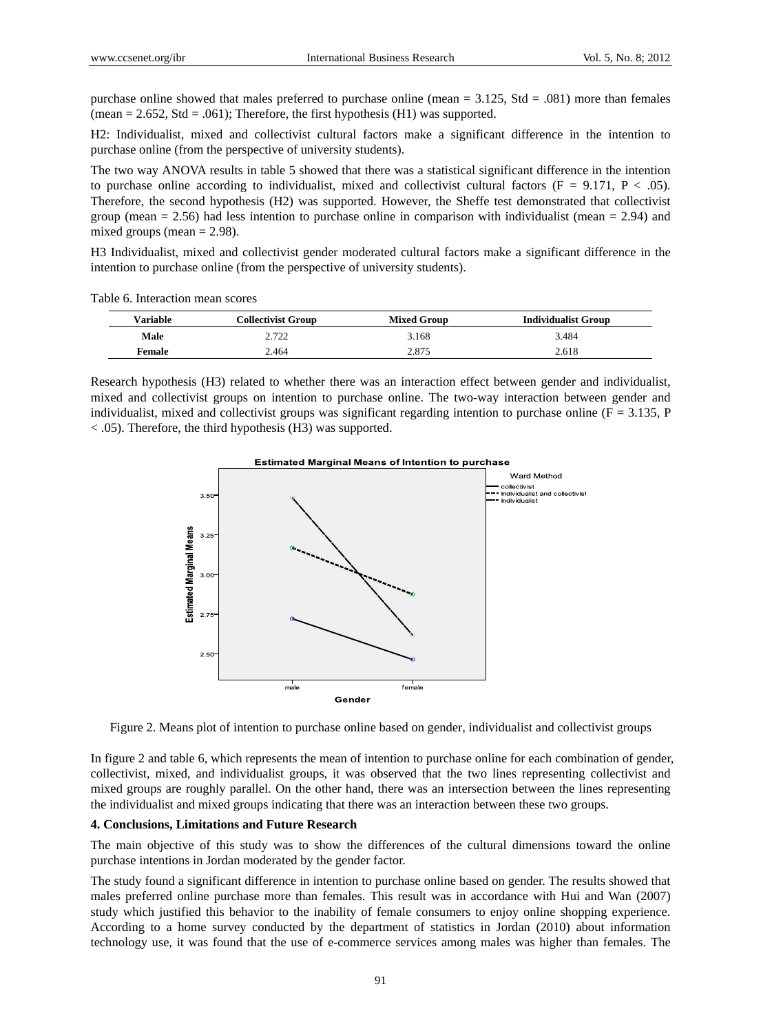purchase online showed that males preferred to purchase online (mean = 3.125, Std = .081) more than females (mean = 2.652, Std = .061); Therefore, the first hypothesis (H1) was supported.

H2: Individualist, mixed and collectivist cultural factors make a significant difference in the intention to purchase online (from the perspective of university students).

The two way ANOVA results in table 5 showed that there was a statistical significant difference in the intention to purchase online according to individualist, mixed and collectivist cultural factors ($F = 9.171$, $P < .05$). Therefore, the second hypothesis (H2) was supported. However, the Sheffe test demonstrated that collectivist group (mean = 2.56) had less intention to purchase online in comparison with individualist (mean = 2.94) and mixed groups (mean = 2.98).

H3 Individualist, mixed and collectivist gender moderated cultural factors make a significant difference in the intention to purchase online (from the perspective of university students).

Table 6. Interaction mean scores

| Variable | Collectivist Group | Mixed Group | Individualist Group |
|---|---|---|---|
| Male | 2.722 | 3.168 | 3.484 |
| Female | 2.464 | 2.875 | 2.618 |

Research hypothesis (H3) related to whether there was an interaction effect between gender and individualist, mixed and collectivist groups on intention to purchase online. The two-way interaction between gender and individualist, mixed and collectivist groups was significant regarding intention to purchase online ($F = 3.135$, $P < .05$). Therefore, the third hypothesis (H3) was supported.

Figure 2. Means plot of intention to purchase online based on gender, individualist and collectivist groups

In figure 2 and table 6, which represents the mean of intention to purchase online for each combination of gender, collectivist, mixed, and individualist groups, it was observed that the two lines representing collectivist and mixed groups are roughly parallel. On the other hand, there was an intersection between the lines representing the individualist and mixed groups indicating that there was an interaction between these two groups.

## 4. Conclusions, Limitations and Future Research

The main objective of this study was to show the differences of the cultural dimensions toward the online purchase intentions in Jordan moderated by the gender factor.

The study found a significant difference in intention to purchase online based on gender. The results showed that males preferred online purchase more than females. This result was in accordance with Hui and Wan (2007) study which justified this behavior to the inability of female consumers to enjoy online shopping experience. According to a home survey conducted by the department of statistics in Jordan (2010) about information technology use, it was found that the use of e-commerce services among males was higher than females. The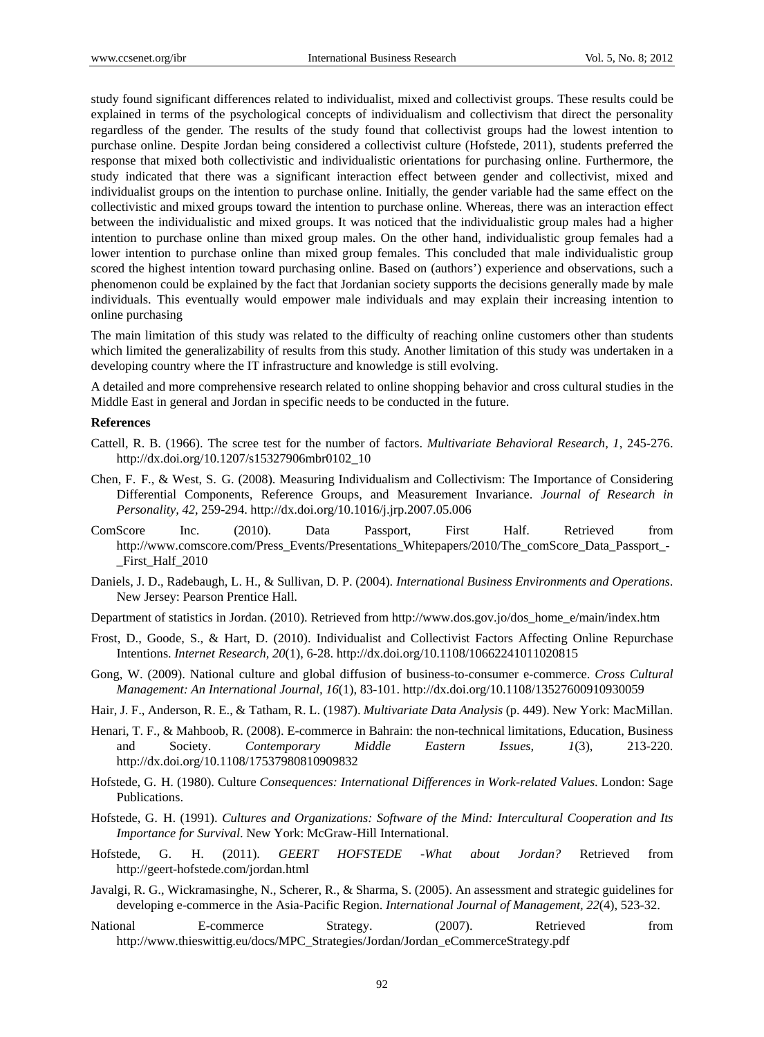study found significant differences related to individualist, mixed and collectivist groups. These results could be explained in terms of the psychological concepts of individualism and collectivism that direct the personality regardless of the gender. The results of the study found that collectivist groups had the lowest intention to purchase online. Despite Jordan being considered a collectivist culture (Hofstede, 2011), students preferred the response that mixed both collectivistic and individualistic orientations for purchasing online. Furthermore, the study indicated that there was a significant interaction effect between gender and collectivist, mixed and individualist groups on the intention to purchase online. Initially, the gender variable had the same effect on the collectivistic and mixed groups toward the intention to purchase online. Whereas, there was an interaction effect between the individualistic and mixed groups. It was noticed that the individualistic group males had a higher intention to purchase online than mixed group males. On the other hand, individualistic group females had a lower intention to purchase online than mixed group females. This concluded that male individualistic group scored the highest intention toward purchasing online. Based on (authors') experience and observations, such a phenomenon could be explained by the fact that Jordanian society supports the decisions generally made by male individuals. This eventually would empower male individuals and may explain their increasing intention to online purchasing

The main limitation of this study was related to the difficulty of reaching online customers other than students which limited the generalizability of results from this study. Another limitation of this study was undertaken in a developing country where the IT infrastructure and knowledge is still evolving.

A detailed and more comprehensive research related to online shopping behavior and cross cultural studies in the Middle East in general and Jordan in specific needs to be conducted in the future.

**References**

Cattell, R. B. (1966). The scree test for the number of factors. *Multivariate Behavioral Research, 1*, 245-276. http://dx.doi.org/10.1207/s15327906mbr0102_10

Chen, F. F., & West, S. G. (2008). Measuring Individualism and Collectivism: The Importance of Considering Differential Components, Reference Groups, and Measurement Invariance. *Journal of Research in Personality, 42*, 259-294. http://dx.doi.org/10.1016/j.jrp.2007.05.006

ComScore Inc. (2010). Data Passport, First Half. Retrieved from http://www.comscore.com/Press_Events/Presentations_Whitepapers/2010/The_comScore_Data_Passport_-_First_Half_2010

Daniels, J. D., Radebaugh, L. H., & Sullivan, D. P. (2004). *International Business Environments and Operations*. New Jersey: Pearson Prentice Hall.

Department of statistics in Jordan. (2010). Retrieved from http://www.dos.gov.jo/dos_home_e/main/index.htm

Frost, D., Goode, S., & Hart, D. (2010). Individualist and Collectivist Factors Affecting Online Repurchase Intentions. *Internet Research, 20*(1), 6-28. http://dx.doi.org/10.1108/10662241011020815

Gong, W. (2009). National culture and global diffusion of business-to-consumer e-commerce. *Cross Cultural Management: An International Journal, 16*(1), 83-101. http://dx.doi.org/10.1108/13527600910930059

Hair, J. F., Anderson, R. E., & Tatham, R. L. (1987). *Multivariate Data Analysis* (p. 449). New York: MacMillan.

Henari, T. F., & Mahboob, R. (2008). E-commerce in Bahrain: the non-technical limitations, Education, Business and Society. *Contemporary Middle Eastern Issues, 1*(3), 213-220. http://dx.doi.org/10.1108/17537980810909832

Hofstede, G. H. (1980). Culture *Consequences: International Differences in Work-related Values*. London: Sage Publications.

Hofstede, G. H. (1991). *Cultures and Organizations: Software of the Mind: Intercultural Cooperation and Its Importance for Survival*. New York: McGraw-Hill International.

Hofstede, G. H. (2011). *GEERT HOFSTEDE -What about Jordan?* Retrieved from http://geert-hofstede.com/jordan.html

Javalgi, R. G., Wickramasinghe, N., Scherer, R., & Sharma, S. (2005). An assessment and strategic guidelines for developing e-commerce in the Asia-Pacific Region. *International Journal of Management, 22*(4), 523-32.

National E-commerce Strategy. (2007). Retrieved from http://www.thieswittig.eu/docs/MPC_Strategies/Jordan/Jordan_eCommerceStrategy.pdf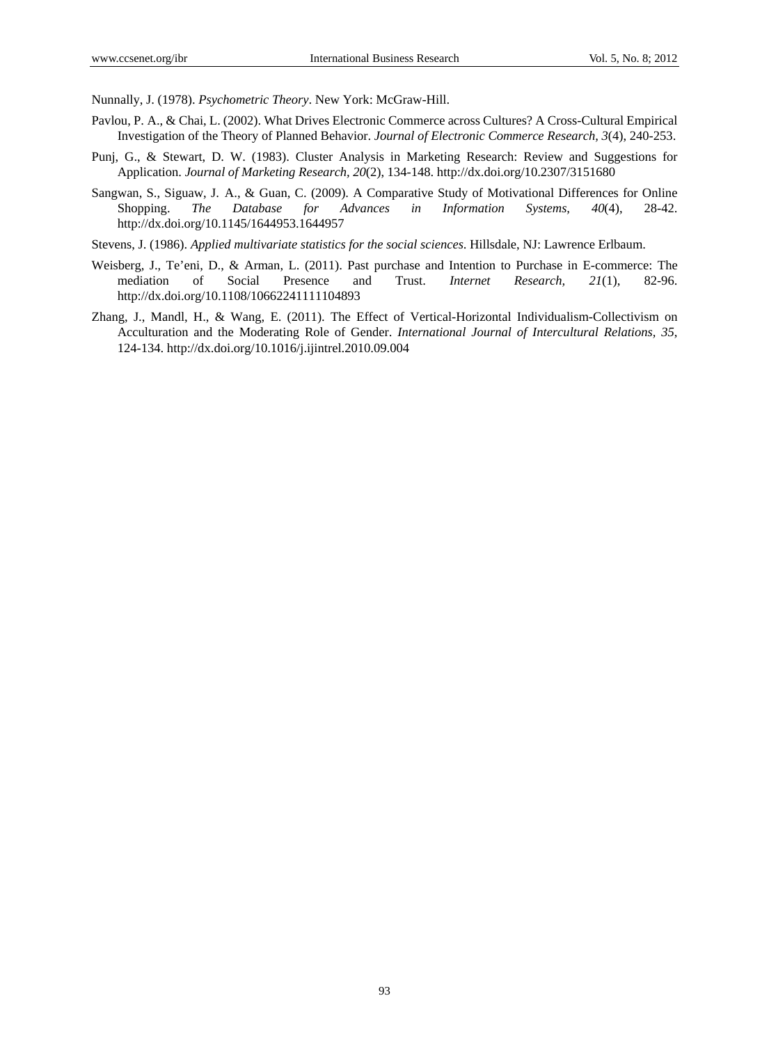Nunnally, J. (1978). *Psychometric Theory*. New York: McGraw-Hill.

Pavlou, P. A., & Chai, L. (2002). What Drives Electronic Commerce across Cultures? A Cross-Cultural Empirical Investigation of the Theory of Planned Behavior. *Journal of Electronic Commerce Research, 3*(4), 240-253.

Punj, G., & Stewart, D. W. (1983). Cluster Analysis in Marketing Research: Review and Suggestions for Application. *Journal of Marketing Research, 20*(2), 134-148. http://dx.doi.org/10.2307/3151680

Sangwan, S., Siguaw, J. A., & Guan, C. (2009). A Comparative Study of Motivational Differences for Online Shopping. *The Database for Advances in Information Systems, 40*(4), 28-42. http://dx.doi.org/10.1145/1644953.1644957

Stevens, J. (1986). *Applied multivariate statistics for the social sciences*. Hillsdale, NJ: Lawrence Erlbaum.

Weisberg, J., Te'eni, D., & Arman, L. (2011). Past purchase and Intention to Purchase in E-commerce: The mediation of Social Presence and Trust. *Internet Research, 21*(1), 82-96. http://dx.doi.org/10.1108/10662241111104893

Zhang, J., Mandl, H., & Wang, E. (2011). The Effect of Vertical-Horizontal Individualism-Collectivism on Acculturation and the Moderating Role of Gender. *International Journal of Intercultural Relations, 35*, 124-134. http://dx.doi.org/10.1016/j.ijintrel.2010.09.004